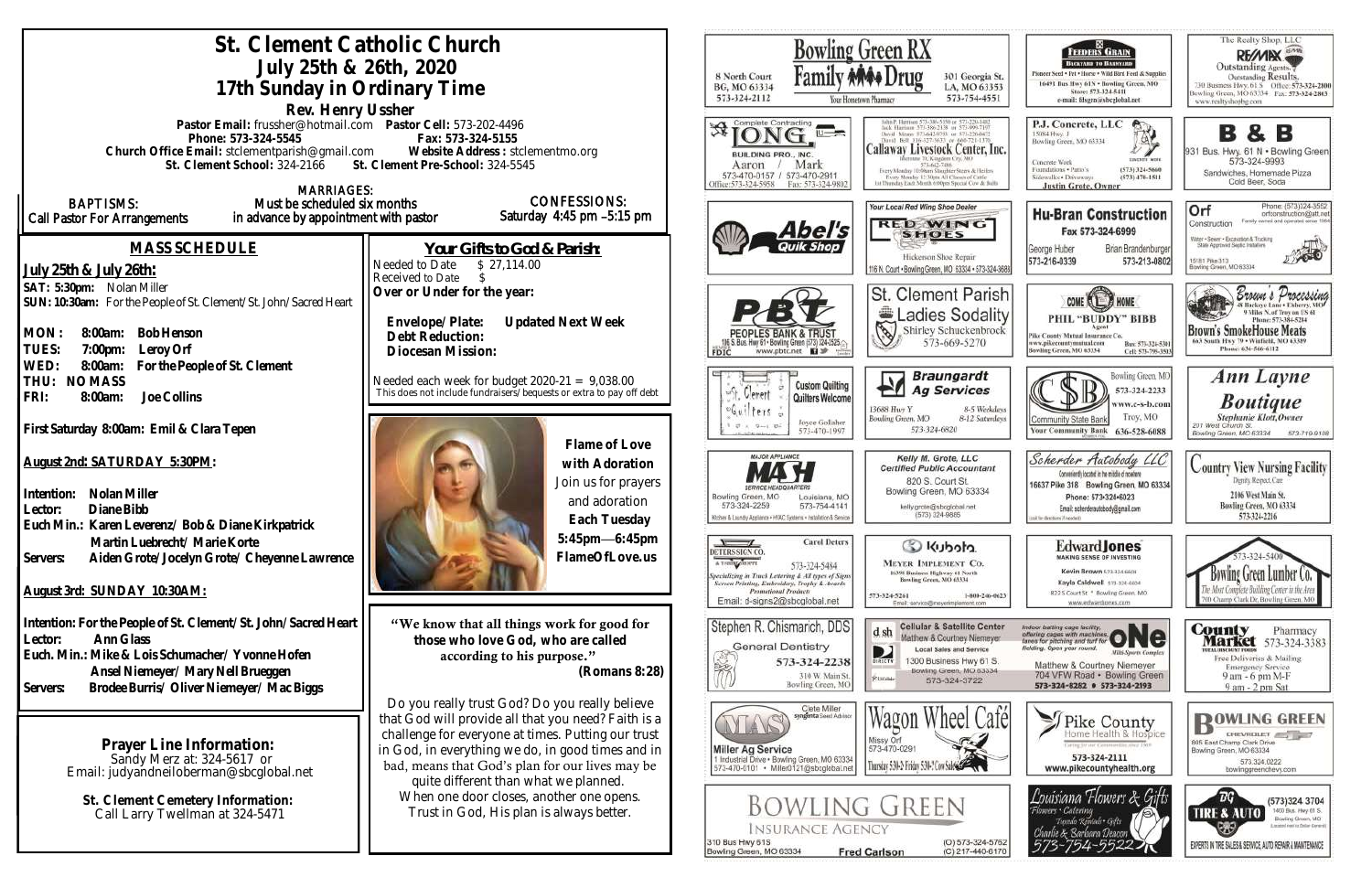# St. Clement Catholic Church

## July 25th & 26th, 2020

## 17th Sunday in Ordinary Time

**Rev. Henry Ussher**

Pastor Email: frussher@hotmail.com Pastor Cell: 573-202-4496
Phone: 573-324-5545 Fax: 573-324-5155
Church Office Email: stclementparish@gmail.com Website Address : stclementmo.org
St. Clement School: 324-2166 St. Clement Pre-School: 324-5545

BAPTISMS: Call Pastor For Arrangements

MARRIAGES: Must be scheduled six months in advance by appointment with pastor

CONFESSIONS: Saturday 4:45 pm –5:15 pm

## MASS SCHEDULE

**July 25th & July 26th:**

SAT: 5:30pm: Nolan Miller
SUN: 10:30am: For the People of St. Clement/St. John/Sacred Heart

MON: 8:00am: Bob Henson
TUES: 7:00pm: Leroy Orf
WED: 8:00am: For the People of St. Clement
THU: NO MASS
FRI: 8:00am: Joe Collins

First Saturday 8:00am: Emil & Clara Tepen

**August 2nd: SATURDAY 5:30PM:**

Intention: Nolan Miller
Lector: Diane Bibb
Euch Min.: Karen Leverenz/ Bob & Diane Kirkpatrick
Martin Luebrecht/ Marie Korte
Servers: Aiden Grote/Jocelyn Grote/ Cheyenne Lawrence

**August 3rd: SUNDAY 10:30AM:**

Intention: For the People of St. Clement/ St. John/Sacred Heart
Lector: Ann Glass
Euch. Min.: Mike & Lois Schumacher/ Yvonne Hofen
Ansel Niemeyer/ Mary Nell Brueggen
Servers: Brodee Burris/ Oliver Niemeyer/ Mac Biggs

**Prayer Line Information:**
Sandy Merz at: 324-5617 or
Email: judyandneiloberman@sbcglobal.net

**St. Clement Cemetery Information:**
Call Larry Twellman at 324-5471

## Your Gifts to God & Parish:

Needed to Date $ 27,114.00
Received to Date $
Over or Under for the year:

Envelope/Plate: Updated Next Week
Debt Reduction:
Diocesan Mission:

Needed each week for budget 2020-21 = 9,038.00
This does not include fundraisers/bequests or extra to pay off debt

**Flame of Love with Adoration**
Join us for prayers and adoration
**Each Tuesday**
**5:45pm—6:45pm**
**FlameOfLove.us**

**"We know that all things work for good for those who love God, who are called according to his purpose." (Romans 8:28)**

Do you really trust God? Do you really believe that God will provide all that you need? Faith is a challenge for everyone at times. Putting our trust in God, in everything we do, in good times and in bad, means that God's plan for our lives may be quite different than what we planned. When one door closes, another one opens. Trust in God, His plan is always better.

---

Bowling Green RX Family Drug — Your Hometown Pharmacy — 8 North Court, BG, MO 63334, 573-324-2112 — 301 Georgia St., LA, MO 63353, 573-754-4551

Feeders Grain — Backyard to Barnyard — Pioneer Seed • Pet • Horse • Wild Bird Feed & Supplies — 16491 Bus Hwy 61N • Bowling Green, MO — Store: 573-324-5411 — e-mail: fdsgrn@sbcglobal.net

The Realty Shop, LLC — RE/MAX — Outstanding Agents. Outstanding Results. — 730 Business Hwy 61 S, Bowling Green, MO 63334 — Office: 573-324-2800 — Fax: 573-324-2863 — www.realtyshopbg.com

Complete Contracting — JONG — Building Pro., Inc. — Aaron / Mark — 573-470-0157 / 573-470-2911 — Office: 573-324-5958 Fax: 573-324-9802

Callaway Livestock Center, Inc. — Interstate 70, Kingdom City, MO — 573-642-7486 — Every Monday 10:00am Slaughter Steers & Heifers — Every Monday 12:30pm All Classes of Cattle — 1st Thursday Each Month 6:00pm Special Cow & Bulls

P.J. Concrete, LLC — 15084 Hwy. J, Bowling Green, MO 63334 — Concrete Work, Foundations • Patio's, Sidewalks • Driveways — (573) 324-5660 — (573) 470-1511 — Justin Grote, Owner

B & B — 931 Bus. Hwy. 61 N • Bowling Green — 573-324-9993 — Sandwiches, Homemade Pizza, Cold Beer, Soda

Abel's Quik Shop

Your Local Red Wing Shoe Dealer — Red Wing Shoes — Hickerson Shoe Repair — 116 N. Court • Bowling Green, MO 63334 • 573-324-3688

Hu-Bran Construction — Fax 573-324-6999 — George Huber 573-216-0339 — Brian Brandenburger 573-213-0802

Orf Construction — Phone: (573)324-3552 — orfconstruction@att.net — Family owned and operated since 1964 — Water • Sewer • Excavation & Trucking — State Approved Septic Installers — 15181 Pike 313, Bowling Green, MO 63334

Peoples Bank & Trust — 1195 S. Bus. Hwy 61 • Bowling Green (573) 324-2525 — www.pbtc.net — FDIC

St. Clement Parish Ladies Sodality — Shirley Schuckenbrock — 573-669-5270

Come Home — Phil "Buddy" Bibb — Agent — Pike County Mutual Insurance Co. — www.pikecountymutual.com — Bowling Green, MO 63334 — Bus: 573-324-5301 — Cell: 573-795-3591

Brown's Processing — 26 Buckeye Lane • Elsberry, MO — 9 Miles N. of Troy on US 61 — Phone: 573-384-5284 — Brown's SmokeHouse Meats — 663 South Hwy 79 • Winfield, MO 63389 — Phone: 636-566-6112

St. Clement Quilters — Custom Quilting — Quilters Welcome — Joyce Gollaher 573-470-1997

Braungardt Ag Services — 13688 Hwy Y, Bowling Green, MO — 8-5 Weekdays, 8-12 Saturdays — 573-324-6820

Community State Bank — Bowling Green, MO 573-324-2233 — www.c-s-b.com — Troy, MO 636-528-6688 — Your Community Bank

Ann Layne Boutique — Stephanie Klott, Owner — 211 West Church St., Bowling Green, MO 63334 — 573-719-9108

Major Appliance — MASH — Service Headquarters — Bowling Green, MO 573-324-2259 — Louisiana, MO 573-754-4141 — Kitchen & Laundry Appliance • HVAC Systems • Installation & Service

Kelly M. Grote, LLC — Certified Public Accountant — 820 S. Court St., Bowling Green, MO 63334 — kellygrote@sbcglobal.net — (573) 324-9885

Scherder Autobody LLC — Conveniently located in the middle of nowhere — 16637 Pike 318 Bowling Green, MO 63334 — Phone: 573-324-6023 — Email: scherderautobody@gmail.com

Country View Nursing Facility — Dignity, Respect, Care — 2106 West Main St., Bowling Green, MO 63334 — 573-324-2216

Deters Sign Co. — Carol Deters — 573-324-5484 — Specializing in Truck Lettering & All types of Signs, Screen Printing, Embroidery, Trophy & Awards, Promotional Products — Email: d-signs2@sbcglobal.net

Kubota — Meyer Implement Co. — 16398 Business Highway 61 North, Bowling Green, MO 63334 — 573-324-5261 — 1-800-246-0623 — Email: service@meyerimplement.com

Edward Jones — Making Sense of Investing — Kevin Brown 573-324-6604 — Kayla Caldwell 573-324-6604 — 822 S Court St • Bowling Green, MO — www.edwardjones.com

Bowling Green Lumber Co. — 573-324-5400 — The Most Complete Building Center in the Area — 700 Champ Clark Dr, Bowling Green, MO

Stephen R. Chismarich, DDS — General Dentistry — 573-324-2238 — 310 W. Main St., Bowling Green, MO

Cellular & Satellite Center — Matthew & Courtney Niemeyer — Local Sales and Service — 1300 Business Hwy 61 S, Bowling Green, MO 63334 — 573-324-3722

ONE Multi-Sports Complex — Indoor batting cage facility, offering cages with machines, lanes for pitching and turf for fielding. Open year round. — Matthew & Courtney Niemeyer — 704 VFW Road • Bowling Green — 573-324-8282 • 573-324-2193

County Market Pharmacy — 573-324-3383 — Free Deliveries & Mailing — Emergency Service — 9 am - 6 pm M-F — 9 am - 2 pm Sat

MAS — Clete Miller, syngenta Seed Advisor — Miller Ag Service — 1 Industrial Drive • Bowling Green, MO 63334 — 573-470-0101 • Miller0121@sbcglobal.net

Wagon Wheel Café — Missy Orf — 573-470-0291 — Thursday 5:30-2, Friday 5:30-7, Cow Sale

Pike County Home Health & Hospice — 573-324-2111 — www.pikecountyhealth.org

Bowling Green Chevrolet — 805 East Champ Clark Drive, Bowling Green, MO 63334 — 573.324.0222 — bowlinggreenchevy.com

Bowling Green Insurance Agency — 310 Bus Hwy 61S, Bowling Green, MO 63334 — Fred Carlson — (O) 573-324-5762 — (C) 217-440-6170

Louisiana Flowers & Gifts — Flowers • Catering • Tuxedo Rentals • Gifts — Charlie & Barbara Deacon — 573-754-5522

BG Tire & Auto — (573)324 3704 — 1400 Bus. Hwy 61 S., Bowling Green, MO — Experts in Tire Sales & Service, Auto Repair & Maintenance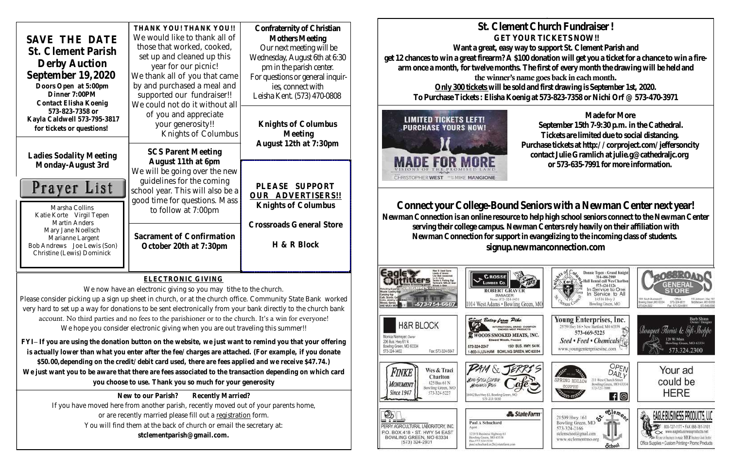## SAVE THE DATE
## St. Clement Parish Derby Auction
## September 19,2020

**Doors Open at 5:00pm**
**Dinner 7:00PM**
**Contact Elisha Koenig 573-823-7358 or Kayla Caldwell 573-795-3817 for tickets or questions!**

**Ladies Sodality Meeting Monday-August 3rd**

## Prayer List

Marsha Collins
Katie Korte Virgil Tepen
Martin Anders
Mary Jane Noellsch
Marianne Largent
Bob Andrews Joe Lewis (Son)
Christine (Lewis) Dominick

**THANK YOU! THANK YOU!!**
We would like to thank all of those that worked, cooked, set up and cleaned up this year for our picnic! We thank all of you that came by and purchased a meal and supported our fundraiser!! We could not do it without all of you and appreciate your generosity!!
Knights of Columbus

**SCS Parent Meeting**
**August 11th at 6pm**
We will be going over the new guidelines for the coming school year. This will also be a good time for questions. Mass to follow at 7:00pm

**Sacrament of Confirmation October 20th at 7:30pm**

**Confraternity of Christian Mothers Meeting**
Our next meeting will be Wednesday, August 6th at 6:30 pm in the parish center. For questions or general inquiries, connect with Leisha Kent. (573) 470-0808

**Knights of Columbus Meeting**
**August 12th at 7:30pm**

**PLEASE SUPPORT OUR ADVERTISERS!!**
**Knights of Columbus**

**Crossroads General Store**

**H & R Block**

### ELECTRONIC GIVING

We now have an electronic giving so you may tithe to the church.
Please consider picking up a sign up sheet in church, or at the church office. Community State Bank worked very hard to set up a way for donations to be sent electronically from your bank directly to the church bank account. No third parties and no fees to the parishioner or to the church. It's a win for everyone! We hope you consider electronic giving when you are out traveling this summer!!

**FYI– If you are using the donation button on the website, we just want to remind you that your offering is actually lower than what you enter after the fee/charges are attached. (For example, if you donate $50.00,depending on the credit/debit card used, there are fees applied and we receive $47.74.) We just want you to be aware that there are fees associated to the transaction depending on which card you choose to use. Thank you so much for your generosity**

**New to our Parish? Recently Married?**
If you have moved here from another parish, recently moved out of your parents home, or are recently married please fill out a registration form.
You will find them at the back of church or email the secretary at:
**stclementparish@gmail.com.**

## St. Clement Church Fundraiser !
**GET YOUR TICKETS NOW!!**

**Want a great, easy way to support St. Clement Parish and get 12 chances to win a great firearm? A $100 donation will get you a ticket for a chance to win a firearm once a month, for twelve months. The first of every month the drawing will be held and the winner's name goes back in each month.**
**Only 300 tickets will be sold and first drawing is September 1st, 2020.**
**To Purchase Tickets : Elisha Koenig at 573-823-7358 or Nichi Orf @ 573-470-3971**

LIMITED TICKETS LEFT! PURCHASE YOURS NOW!
MADE FOR MORE
VISIONS OF THE PROMISED LAND
CHRISTOPHER WEST MIKE MANGIONE

**Made for More**
**September 15th 7-9:30 p.m. in the Cathedral.**
**Tickets are limited due to social distancing.**
**Purchase tickets at http://corproject.com/jeffersoncity contact Julie Gramlich at julie.g@cathedraljc.org or 573-635-7991 for more information.**

## Connect your College-Bound Seniors with a Newman Center next year!

**Newman Connection is an online resource to help high school seniors connect to the Newman Center serving their college campus. Newman Centers rely heavily on their affiliation with Newman Connection for support in evangelizing to the incoming class of students.**
**signup.newmanconnection.com**

Eagle Outfitters — 573-754-6687

Crosse Lumber Co. — Robert Graver, Manager, Store: 573-324-5431, 1014 West Adams • Bowling Green, MO

Knights of Columbus — Donnie Tepen - Grand Knight 314-486-2989, Hall Rental call Wes Charlton 573-324-1126, In Service to One In Service to All, 14516 Hwy J, Bowling Green, MO

Crossroads General Store — 100 South Business 61, Bowling Green, MO 63334, 573-324-2922; Office 573-324-6811, Fax: 573-324-6811; 110 Johnson - Hwy 161, Middletown, MO 63359, 573-549-2090

H&R Block — Monica Niemeyer, Owner, 206 Bus. Hwy 61 N, Bowling Green, MO 63334, 573-324-3402, Fax: 573-324-5047

Woods Smoked Meats, Inc. — Sweet Betsy from Pike, International Grand Champion Smoked Meat Products, Edward Woods, President, 573-324-2247, 1501 BUS. HWY 54 W., 1-800-I-LUV-HAM BOWLING GREEN, MO 63334

Young Enterprises, Inc. — 25759 Hwy 161 • New Hartford, MO 63359, 573-669-5225, Seed • Feed • Chemicals, www.youngenterprisesinc.com

Bouquet Florist & Gift Shoppe — Barb Shinn, Owner/Designer, 120 W. Main, Bowling Green, MO 63334, 573.324.2300

Finke Monument Since 1947 — Wes & Traci Charlton, 825 Bus 61 N, Bowling Green, MO, 573-324-5227

Pam & Jerry's Cafe — Home Style Cooking, Homemade Pies, 14442 Bus Hwy 61, Bowling Green, MO, 573-213-5030

Spring Hollow Coffee / Open Daily — 211 West Church Street, Bowling Green, MO 63334, 573-721-7089

Your ad could be HERE

Perry Agricultural Laboratory, Inc. — P.O. BOX 418 • ST. HWY 54 EAST, BOWLING GREEN, MO 63334, (573) 324-2931

State Farm — Paul A Schuchard, Agent, 1210 S Business Highway 61, Bowling Green, MO 63334, Bus 573 324 2234, paul.schuchard.es2b@statefarm.com

St. Clement School — 21509 Hwy 161, Bowling Green, MO, 573-324-2166, stclemschool@gmail.com, www.stclementmo.org

Eagle Business Products, LLC — 800-727-1177 • FAX 888-781-3101, www.eaglebusinessproducts.net, We are in business to make YOUR business look better. Office Supplies • Custom Printing • Promo Products